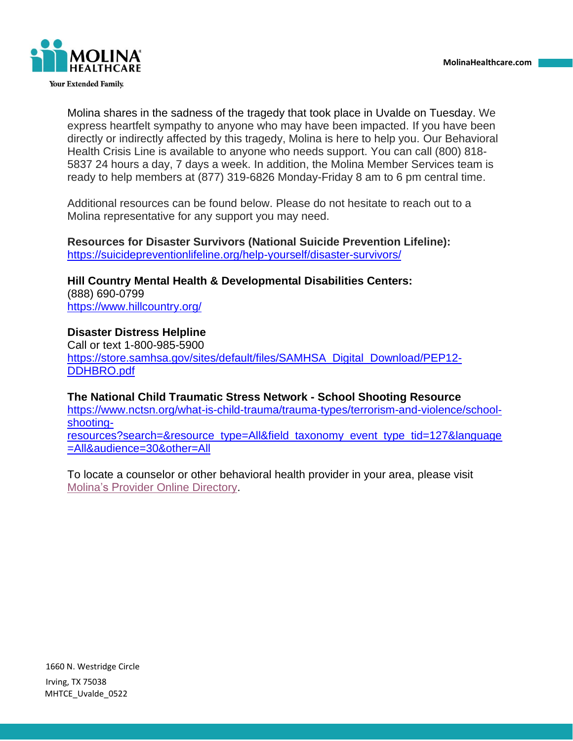Molina shares in the sadness of the tragedy that took place in Uvalde on Tuesday. We express heartfelt sympathy to anyone who may have been impacted. If you have been directly or indirectly affected by this tragedy, Molina is here to help you. Our Behavioral Health Crisis Line is available to anyone who needs support. You can call (800) 818-5837 24 hours a day, 7 days a week. In addition, the Molina Member Services team is ready to help members at (877) 319-6826 Monday-Friday 8 am to 6 pm central time.

Additional resources can be found below. Please do not hesitate to reach out to a Molina representative for any support you may need.

**Resources for Disaster Survivors (National Suicide Prevention Lifeline):**
https://suicidepreventionlifeline.org/help-yourself/disaster-survivors/

**Hill Country Mental Health & Developmental Disabilities Centers:**
(888) 690-0799
https://www.hillcountry.org/

**Disaster Distress Helpline**
Call or text 1-800-985-5900
https://store.samhsa.gov/sites/default/files/SAMHSA_Digital_Download/PEP12-DDHBRO.pdf

**The National Child Traumatic Stress Network - School Shooting Resource**
https://www.nctsn.org/what-is-child-trauma/trauma-types/terrorism-and-violence/school-shooting-resources?search=&resource_type=All&field_taxonomy_event_type_tid=127&language=All&audience=30&other=All

To locate a counselor or other behavioral health provider in your area, please visit Molina's Provider Online Directory.

1660 N. Westridge Circle
Irving, TX 75038
MHTCE_Uvalde_0522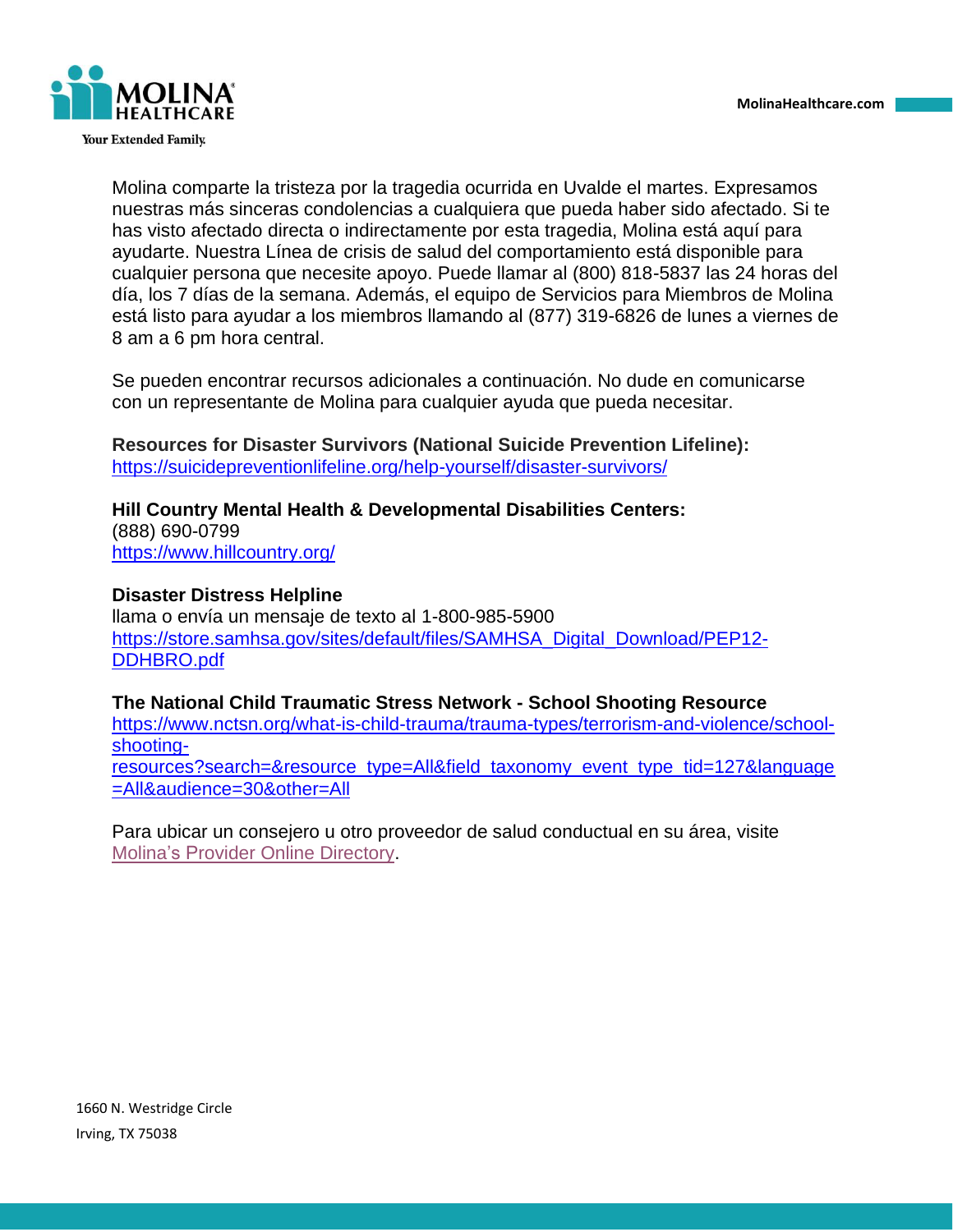Molina comparte la tristeza por la tragedia ocurrida en Uvalde el martes. Expresamos nuestras más sinceras condolencias a cualquiera que pueda haber sido afectado. Si te has visto afectado directa o indirectamente por esta tragedia, Molina está aquí para ayudarte. Nuestra Línea de crisis de salud del comportamiento está disponible para cualquier persona que necesite apoyo. Puede llamar al (800) 818-5837 las 24 horas del día, los 7 días de la semana. Además, el equipo de Servicios para Miembros de Molina está listo para ayudar a los miembros llamando al (877) 319-6826 de lunes a viernes de 8 am a 6 pm hora central.

Se pueden encontrar recursos adicionales a continuación. No dude en comunicarse con un representante de Molina para cualquier ayuda que pueda necesitar.

**Resources for Disaster Survivors (National Suicide Prevention Lifeline):**
https://suicidepreventionlifeline.org/help-yourself/disaster-survivors/

**Hill Country Mental Health & Developmental Disabilities Centers:**
(888) 690-0799
https://www.hillcountry.org/

**Disaster Distress Helpline**
llama o envía un mensaje de texto al 1-800-985-5900
https://store.samhsa.gov/sites/default/files/SAMHSA_Digital_Download/PEP12-DDHBRO.pdf

**The National Child Traumatic Stress Network - School Shooting Resource**
https://www.nctsn.org/what-is-child-trauma/trauma-types/terrorism-and-violence/school-shooting-resources?search=&resource_type=All&field_taxonomy_event_type_tid=127&language=All&audience=30&other=All

Para ubicar un consejero u otro proveedor de salud conductual en su área, visite Molina's Provider Online Directory.

1660 N. Westridge Circle
Irving, TX 75038